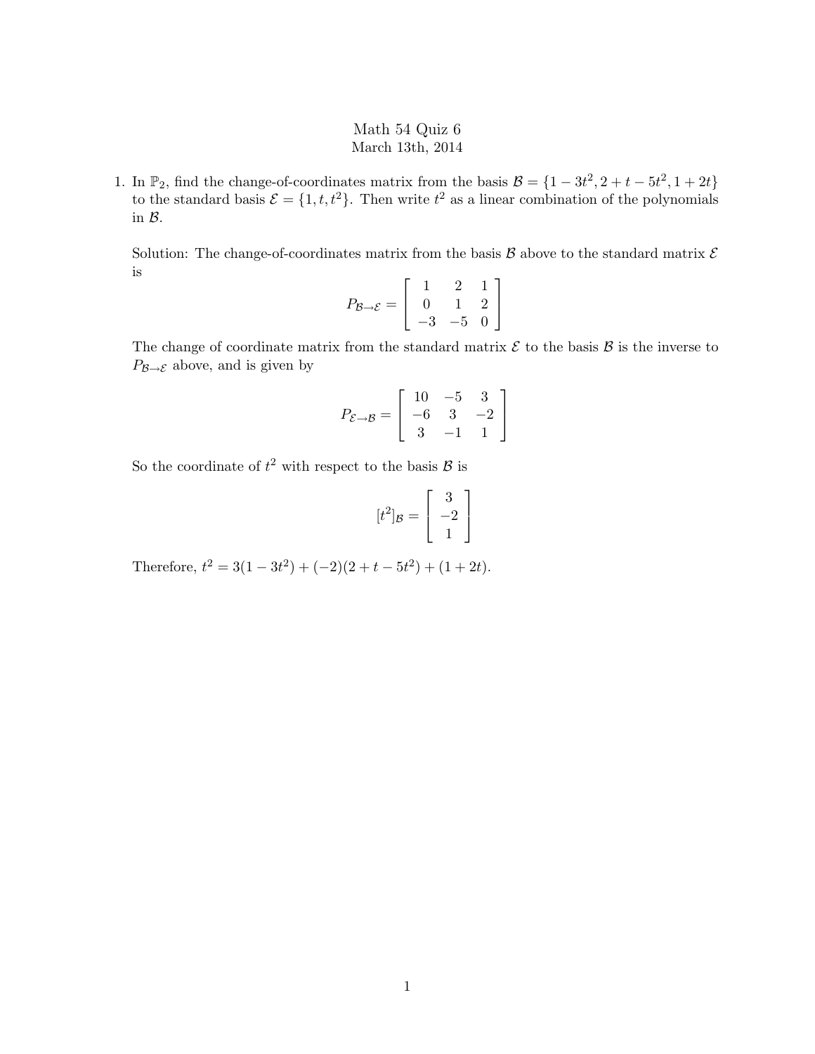# Math 54 Quiz 6

March 13th, 2014

1. In $\mathbb{P}_2$, find the change-of-coordinates matrix from the basis $\mathcal{B} = \{1 - 3t^2, 2 + t - 5t^2, 1 + 2t\}$ to the standard basis $\mathcal{E} = \{1, t, t^2\}$. Then write $t^2$ as a linear combination of the polynomials in $\mathcal{B}$.

   Solution: The change-of-coordinates matrix from the basis $\mathcal{B}$ above to the standard matrix $\mathcal{E}$ is

$$P_{\mathcal{B}\to\mathcal{E}} = \begin{bmatrix} 1 & 2 & 1 \\ 0 & 1 & 2 \\ -3 & -5 & 0 \end{bmatrix}$$

   The change of coordinate matrix from the standard matrix $\mathcal{E}$ to the basis $\mathcal{B}$ is the inverse to $P_{\mathcal{B}\to\mathcal{E}}$ above, and is given by

$$P_{\mathcal{E}\to\mathcal{B}} = \begin{bmatrix} 10 & -5 & 3 \\ -6 & 3 & -2 \\ 3 & -1 & 1 \end{bmatrix}$$

   So the coordinate of $t^2$ with respect to the basis $\mathcal{B}$ is

$$[t^2]_{\mathcal{B}} = \begin{bmatrix} 3 \\ -2 \\ 1 \end{bmatrix}$$

   Therefore, $t^2 = 3(1 - 3t^2) + (-2)(2 + t - 5t^2) + (1 + 2t)$.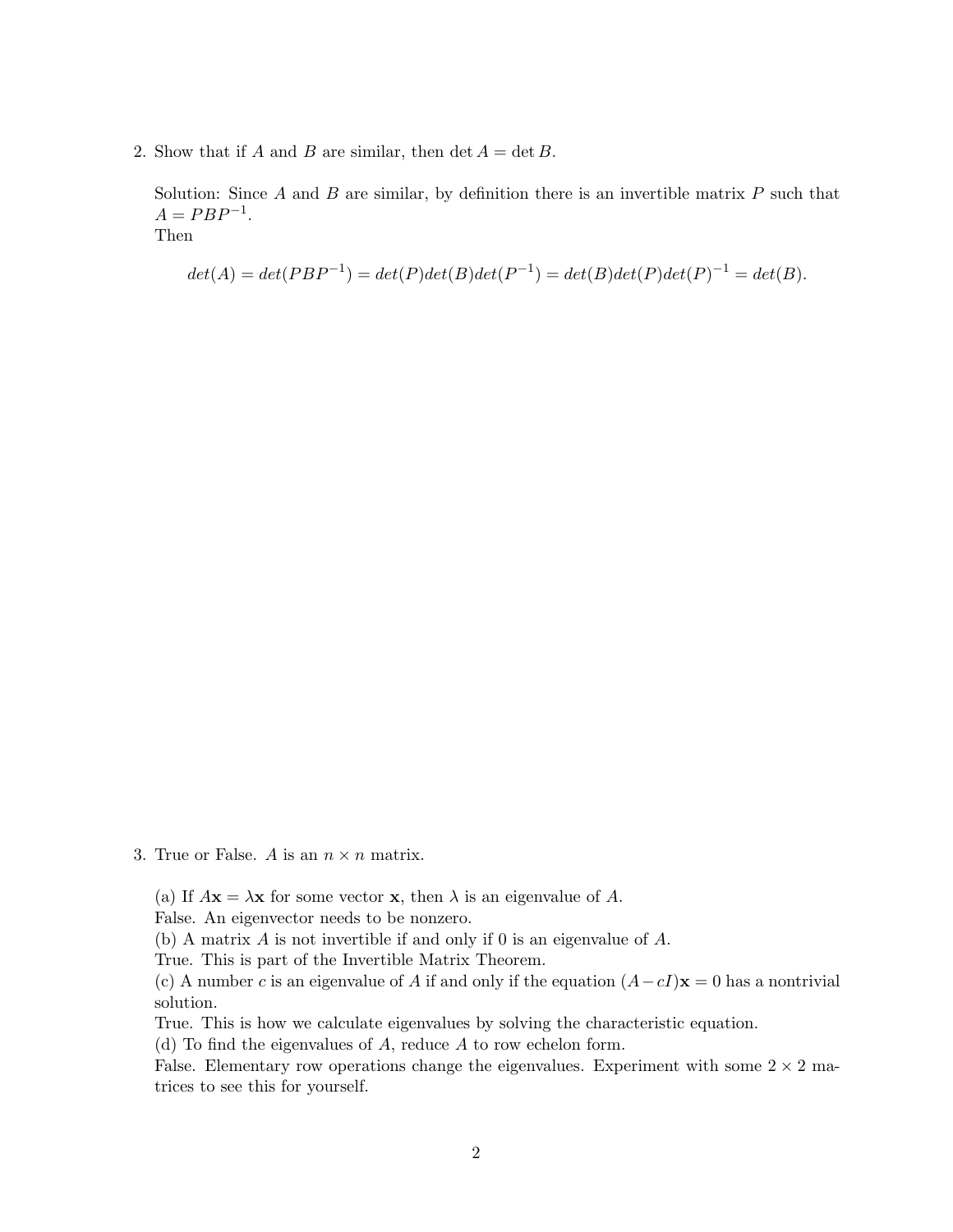2. Show that if $A$ and $B$ are similar, then $\det A = \det B$.

   Solution: Since $A$ and $B$ are similar, by definition there is an invertible matrix $P$ such that $A = PBP^{-1}$.
   Then

   $$det(A) = det(PBP^{-1}) = det(P)det(B)det(P^{-1}) = det(B)det(P)det(P)^{-1} = det(B).$$

3. True or False. $A$ is an $n \times n$ matrix.

   (a) If $A\mathbf{x} = \lambda\mathbf{x}$ for some vector $\mathbf{x}$, then $\lambda$ is an eigenvalue of $A$.
   False. An eigenvector needs to be nonzero.
   (b) A matrix $A$ is not invertible if and only if 0 is an eigenvalue of $A$.
   True. This is part of the Invertible Matrix Theorem.
   (c) A number $c$ is an eigenvalue of $A$ if and only if the equation $(A - cI)\mathbf{x} = 0$ has a nontrivial solution.
   True. This is how we calculate eigenvalues by solving the characteristic equation.
   (d) To find the eigenvalues of $A$, reduce $A$ to row echelon form.
   False. Elementary row operations change the eigenvalues. Experiment with some $2 \times 2$ matrices to see this for yourself.